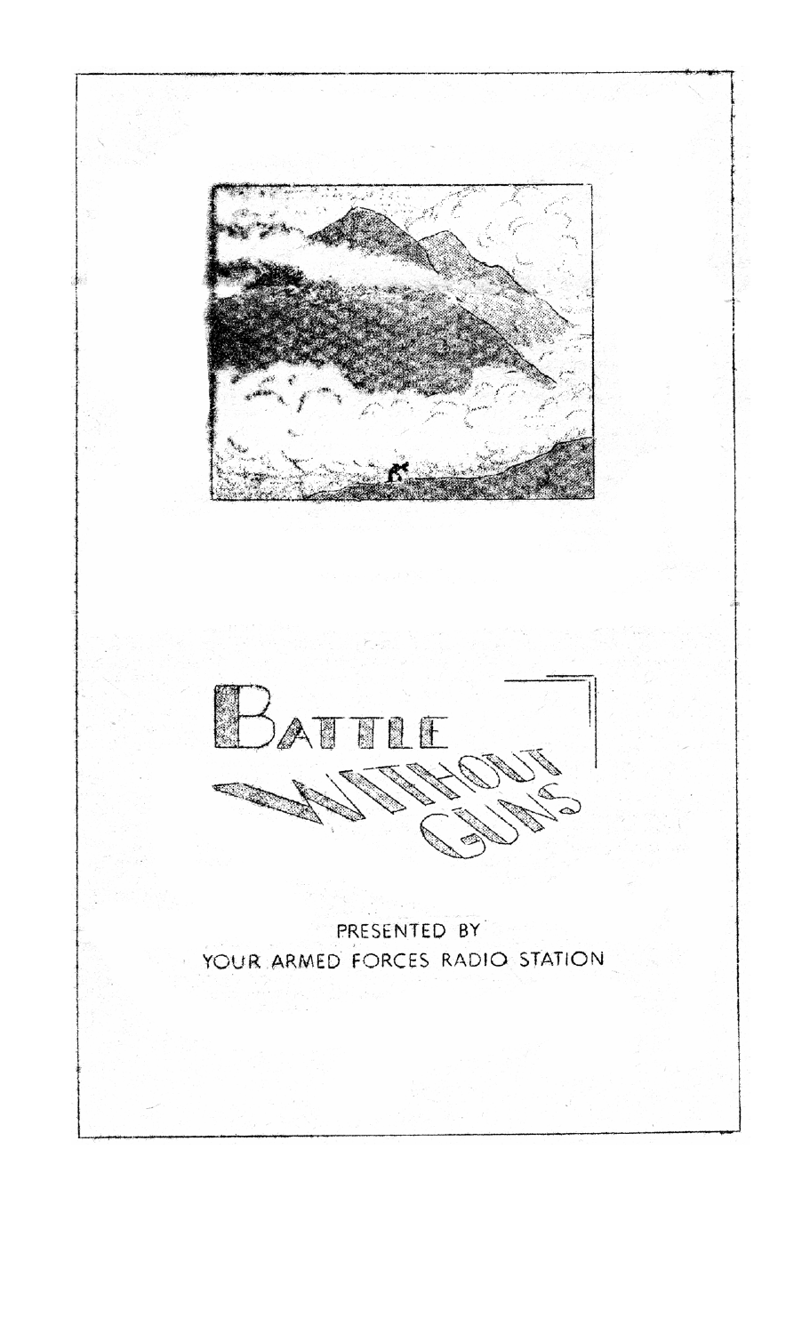# BATTLE WITHOUT GUNS

PRESENTED BY
YOUR ARMED FORCES RADIO STATION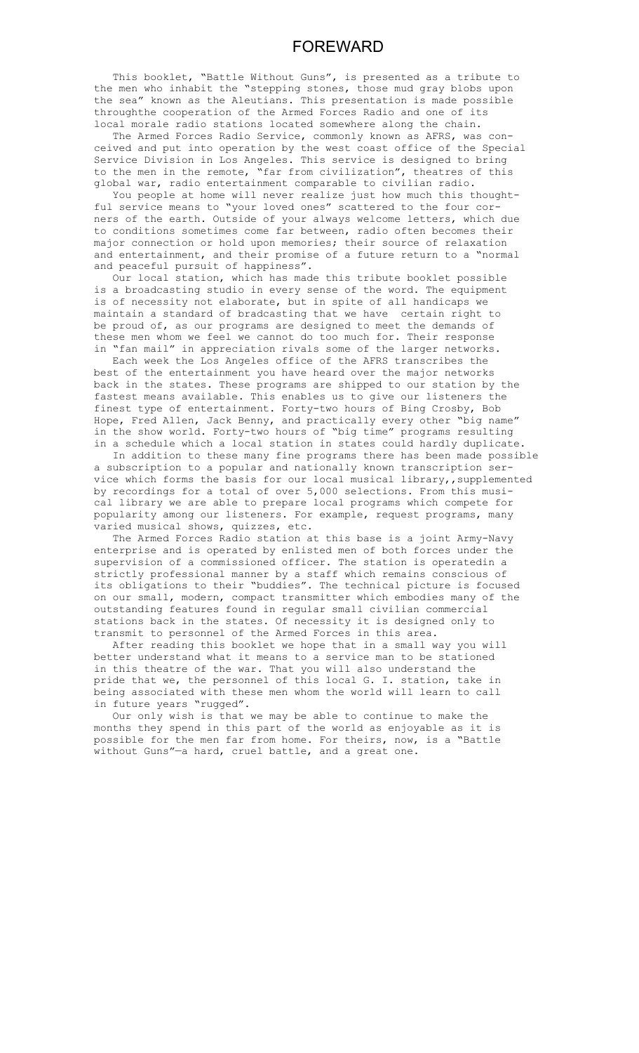# FOREWARD

This booklet, "Battle Without Guns", is presented as a tribute to the men who inhabit the "stepping stones, those mud gray blobs upon the sea" known as the Aleutians. This presentation is made possible throughthe cooperation of the Armed Forces Radio and one of its local morale radio stations located somewhere along the chain.

The Armed Forces Radio Service, commonly known as AFRS, was conceived and put into operation by the west coast office of the Special Service Division in Los Angeles. This service is designed to bring to the men in the remote, "far from civilization", theatres of this global war, radio entertainment comparable to civilian radio.

You people at home will never realize just how much this thoughtful service means to "your loved ones" scattered to the four corners of the earth. Outside of your always welcome letters, which due to conditions sometimes come far between, radio often becomes their major connection or hold upon memories; their source of relaxation and entertainment, and their promise of a future return to a "normal and peaceful pursuit of happiness".

Our local station, which has made this tribute booklet possible is a broadcasting studio in every sense of the word. The equipment is of necessity not elaborate, but in spite of all handicaps we maintain a standard of bradcasting that we have certain right to be proud of, as our programs are designed to meet the demands of these men whom we feel we cannot do too much for. Their response in "fan mail" in appreciation rivals some of the larger networks.

Each week the Los Angeles office of the AFRS transcribes the best of the entertainment you have heard over the major networks back in the states. These programs are shipped to our station by the fastest means available. This enables us to give our listeners the finest type of entertainment. Forty-two hours of Bing Crosby, Bob Hope, Fred Allen, Jack Benny, and practically every other "big name" in the show world. Forty-two hours of "big time" programs resulting in a schedule which a local station in states could hardly duplicate.

In addition to these many fine programs there has been made possible a subscription to a popular and nationally known transcription service which forms the basis for our local musical library,,supplemented by recordings for a total of over 5,000 selections. From this musical library we are able to prepare local programs which compete for popularity among our listeners. For example, request programs, many varied musical shows, quizzes, etc.

The Armed Forces Radio station at this base is a joint Army-Navy enterprise and is operated by enlisted men of both forces under the supervision of a commissioned officer. The station is operatedin a strictly professional manner by a staff which remains conscious of its obligations to their "buddies". The technical picture is focused on our small, modern, compact transmitter which embodies many of the outstanding features found in regular small civilian commercial stations back in the states. Of necessity it is designed only to transmit to personnel of the Armed Forces in this area.

After reading this booklet we hope that in a small way you will better understand what it means to a service man to be stationed in this theatre of the war. That you will also understand the pride that we, the personnel of this local G. I. station, take in being associated with these men whom the world will learn to call in future years "rugged".

Our only wish is that we may be able to continue to make the months they spend in this part of the world as enjoyable as it is possible for the men far from home. For theirs, now, is a "Battle without Guns"—a hard, cruel battle, and a great one.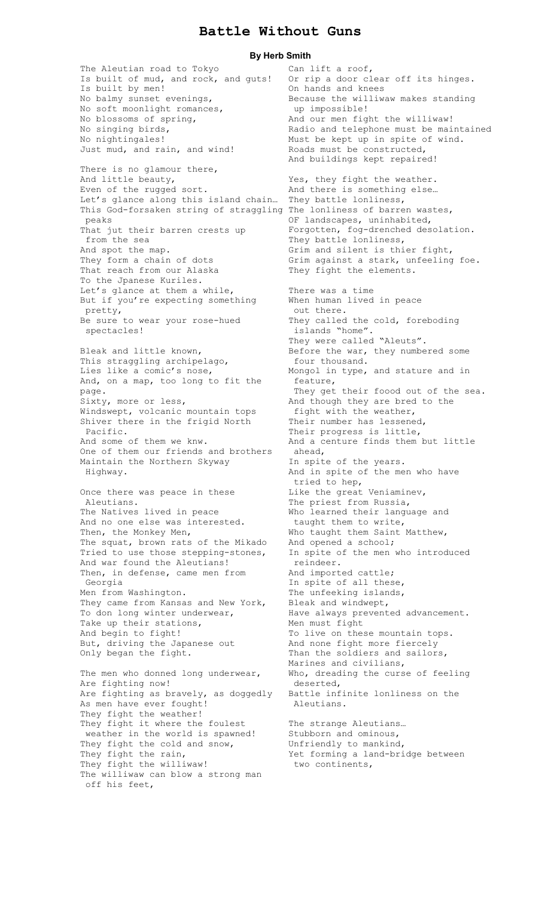# Battle Without Guns

**By Herb Smith**

The Aleutian road to Tokyo
Is built of mud, and rock, and guts!
Is built by men!
No balmy sunset evenings,
No soft moonlight romances,
No blossoms of spring,
No singing birds,
No nightingales!
Just mud, and rain, and wind!

There is no glamour there,
And little beauty,
Even of the rugged sort.
Let's glance along this island chain…
This God-forsaken string of straggling peaks
That jut their barren crests up from the sea
And spot the map.
They form a chain of dots
That reach from our Alaska
To the Jpanese Kuriles.
Let's glance at them a while,
But if you're expecting something pretty,
Be sure to wear your rose-hued spectacles!

Bleak and little known,
This straggling archipelago,
Lies like a comic's nose,
And, on a map, too long to fit the page.
Sixty, more or less,
Windswept, volcanic mountain tops
Shiver there in the frigid North Pacific.
And some of them we knw.
One of them our friends and brothers
Maintain the Northern Skyway Highway.

Once there was peace in these Aleutians.
The Natives lived in peace
And no one else was interested.
Then, the Monkey Men,
The squat, brown rats of the Mikado
Tried to use those stepping-stones,
And war found the Aleutians!
Then, in defense, came men from Georgia
Men from Washington.
They came from Kansas and New York,
To don long winter underwear,
Take up their stations,
And begin to fight!
But, driving the Japanese out
Only began the fight.

The men who donned long underwear,
Are fighting now!
Are fighting as bravely, as doggedly
As men have ever fought!
They fight the weather!
They fight it where the foulest weather in the world is spawned!
They fight the cold and snow,
They fight the rain,
They fight the williwaw!
The williwaw can blow a strong man off his feet,
Can lift a roof,
Or rip a door clear off its hinges.
On hands and knees
Because the williwaw makes standing up impossible!
And our men fight the williwaw!
Radio and telephone must be maintained
Must be kept up in spite of wind.
Roads must be constructed,
And buildings kept repaired!

Yes, they fight the weather.
And there is something else…
They battle lonliness,
The lonliness of barren wastes,
OF landscapes, uninhabited,
Forgotten, fog-drenched desolation.
They battle lonliness,
Grim and silent is thier fight,
Grim against a stark, unfeeling foe.
They fight the elements.

There was a time
When human lived in peace out there.
They called the cold, foreboding islands "home".
They were called "Aleuts".
Before the war, they numbered some four thousand.
Mongol in type, and stature and in feature,
They get their foood out of the sea.
And though they are bred to the fight with the weather,
Their number has lessened,
Their progress is little,
And a centure finds them but little ahead,
In spite of the years.
And in spite of the men who have tried to hep,
Like the great Veniaminev,
The priest from Russia,
Who learned their language and taught them to write,
Who taught them Saint Matthew,
And opened a school;
In spite of the men who introduced reindeer.
And imported cattle;
In spite of all these,
The unfeeking islands,
Bleak and windwept,
Have always prevented advancement.
Men must fight
To live on these mountain tops.
And none fight more fiercely
Than the soldiers and sailors,
Marines and civilians,
Who, dreading the curse of feeling deserted,
Battle infinite lonliness on the Aleutians.

The strange Aleutians…
Stubborn and ominous,
Unfriendly to mankind,
Yet forming a land-bridge between two continents,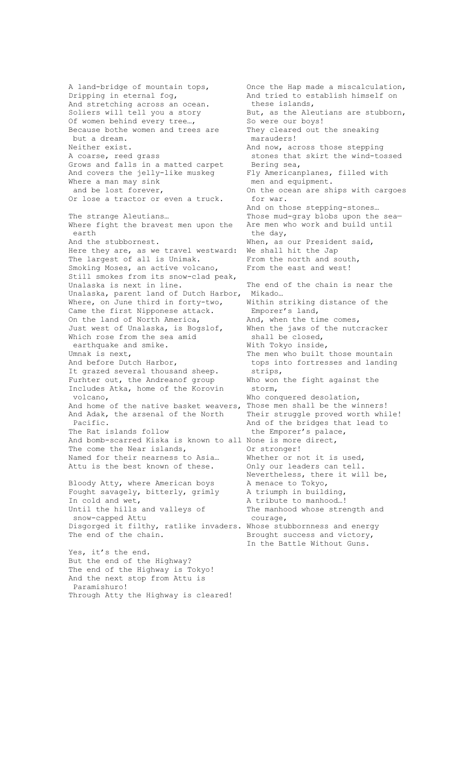A land-bridge of mountain tops,
Dripping in eternal fog,
And stretching across an ocean.
Soliers will tell you a story
Of women behind every tree…,
Because bothe women and trees are
 but a dream.
Neither exist.
A coarse, reed grass
Grows and falls in a matted carpet
And covers the jelly-like muskeg
Where a man may sink
 and be lost forever,
Or lose a tractor or even a truck.

The strange Aleutians…
Where fight the bravest men upon the
 earth
And the stubbornest.
Here they are, as we travel westward:
The largest of all is Unimak.
Smoking Moses, an active volcano,
Still smokes from its snow-clad peak,
Unalaska is next in line.
Unalaska, parent land of Dutch Harbor,
Where, on June third in forty-two,
Came the first Nipponese attack.
On the land of North America,
Just west of Unalaska, is Bogslof,
Which rose from the sea amid
 earthquake and smike.
Umnak is next,
And before Dutch Harbor,
It grazed several thousand sheep.
Furhter out, the Andreanof group
Includes Atka, home of the Korovin
 volcano,
And home of the native basket weavers,
And Adak, the arsenal of the North
 Pacific.
The Rat islands follow
And bomb-scarred Kiska is known to all
The come the Near islands,
Named for their nearness to Asia…
Attu is the best known of these.

Bloody Atty, where American boys
Fought savagely, bitterly, grimly
In cold and wet,
Until the hills and valleys of
 snow-capped Attu
Disgorged it filthy, ratlike invaders.
The end of the chain.

Yes, it's the end.
But the end of the Highway?
The end of the Highway is Tokyo!
And the next stop from Attu is
 Paramishuro!
Through Atty the Highway is cleared!

Once the Hap made a miscalculation,
And tried to establish himself on
 these islands,
But, as the Aleutians are stubborn,
So were our boys!
They cleared out the sneaking
 marauders!
And now, across those stepping
 stones that skirt the wind-tossed
 Bering sea,
Fly Americanplanes, filled with
 men and equipment.
On the ocean are ships with cargoes
 for war.
And on those stepping-stones…
Those mud-gray blobs upon the sea—
Are men who work and build until
 the day,
When, as our President said,
We shall hit the Jap
From the north and south,
From the east and west!

The end of the chain is near the
 Mikado…
Within striking distance of the
 Emporer's land,
And, when the time comes,
When the jaws of the nutcracker
 shall be closed,
With Tokyo inside,
The men who built those mountain
 tops into fortresses and landing
 strips,
Who won the fight against the
 storm,
Who conquered desolation,
Those men shall be the winners!
Their struggle proved worth while!
And of the bridges that lead to
 the Emporer's palace,
None is more direct,
Or stronger!
Whether or not it is used,
Only our leaders can tell.
Nevertheless, there it will be,
A menace to Tokyo,
A triumph in building,
A tribute to manhood…!
The manhood whose strength and
 courage,
Whose stubbornness and energy
Brought success and victory,
In the Battle Without Guns.